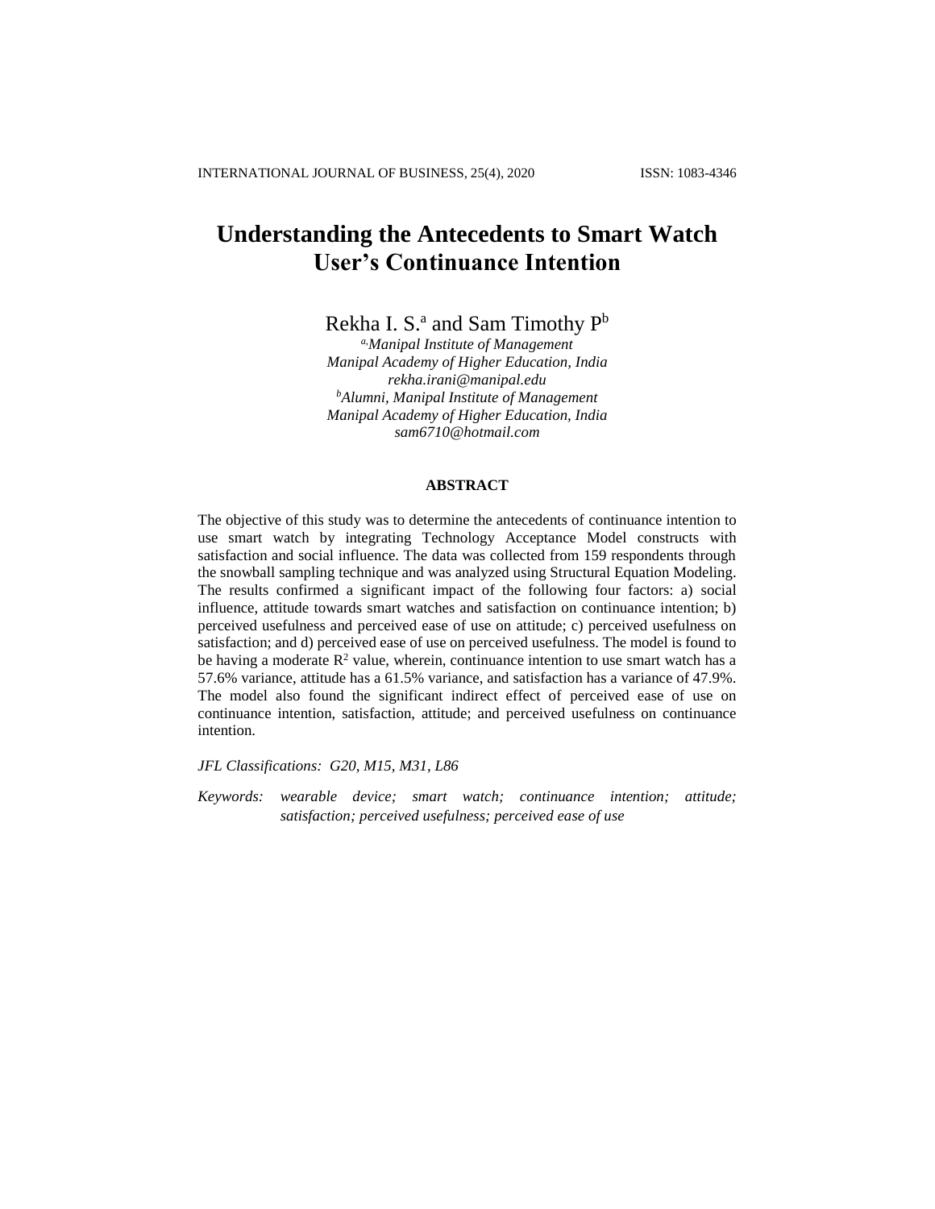# Understanding the Antecedents to Smart Watch User's Continuance Intention

Rekha I. S.[a] and Sam Timothy P[b]

*[a]Manipal Institute of Management*
*Manipal Academy of Higher Education, India*
*rekha.irani@manipal.edu*
*[b]Alumni, Manipal Institute of Management*
*Manipal Academy of Higher Education, India*
*sam6710@hotmail.com*

## ABSTRACT

The objective of this study was to determine the antecedents of continuance intention to use smart watch by integrating Technology Acceptance Model constructs with satisfaction and social influence. The data was collected from 159 respondents through the snowball sampling technique and was analyzed using Structural Equation Modeling. The results confirmed a significant impact of the following four factors: a) social influence, attitude towards smart watches and satisfaction on continuance intention; b) perceived usefulness and perceived ease of use on attitude; c) perceived usefulness on satisfaction; and d) perceived ease of use on perceived usefulness. The model is found to be having a moderate $R^2$ value, wherein, continuance intention to use smart watch has a 57.6% variance, attitude has a 61.5% variance, and satisfaction has a variance of 47.9%. The model also found the significant indirect effect of perceived ease of use on continuance intention, satisfaction, attitude; and perceived usefulness on continuance intention.

*JFL Classifications: G20, M15, M31, L86*

*Keywords: wearable device; smart watch; continuance intention; attitude; satisfaction; perceived usefulness; perceived ease of use*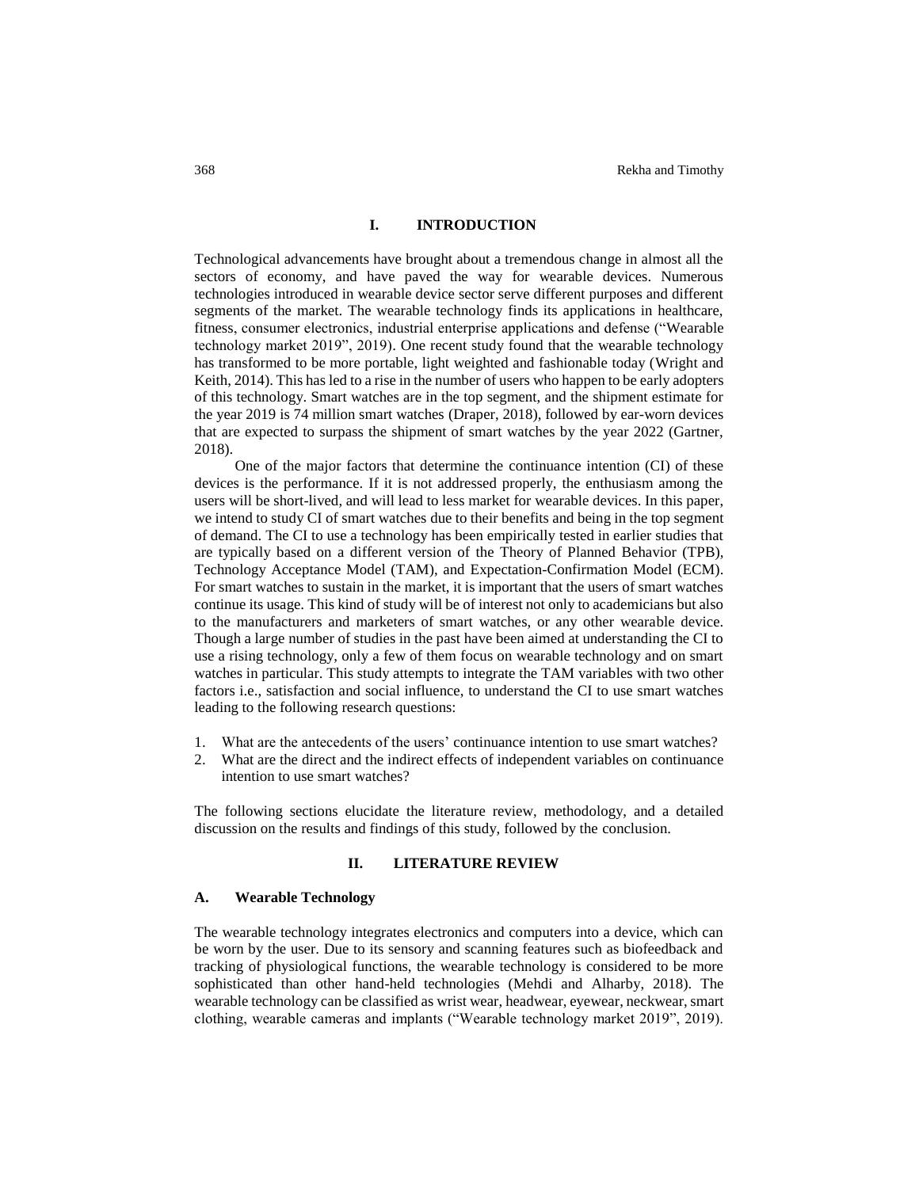## I. INTRODUCTION

Technological advancements have brought about a tremendous change in almost all the sectors of economy, and have paved the way for wearable devices. Numerous technologies introduced in wearable device sector serve different purposes and different segments of the market. The wearable technology finds its applications in healthcare, fitness, consumer electronics, industrial enterprise applications and defense ("Wearable technology market 2019", 2019). One recent study found that the wearable technology has transformed to be more portable, light weighted and fashionable today (Wright and Keith, 2014). This has led to a rise in the number of users who happen to be early adopters of this technology. Smart watches are in the top segment, and the shipment estimate for the year 2019 is 74 million smart watches (Draper, 2018), followed by ear-worn devices that are expected to surpass the shipment of smart watches by the year 2022 (Gartner, 2018).

One of the major factors that determine the continuance intention (CI) of these devices is the performance. If it is not addressed properly, the enthusiasm among the users will be short-lived, and will lead to less market for wearable devices. In this paper, we intend to study CI of smart watches due to their benefits and being in the top segment of demand. The CI to use a technology has been empirically tested in earlier studies that are typically based on a different version of the Theory of Planned Behavior (TPB), Technology Acceptance Model (TAM), and Expectation-Confirmation Model (ECM). For smart watches to sustain in the market, it is important that the users of smart watches continue its usage. This kind of study will be of interest not only to academicians but also to the manufacturers and marketers of smart watches, or any other wearable device. Though a large number of studies in the past have been aimed at understanding the CI to use a rising technology, only a few of them focus on wearable technology and on smart watches in particular. This study attempts to integrate the TAM variables with two other factors i.e., satisfaction and social influence, to understand the CI to use smart watches leading to the following research questions:

1. What are the antecedents of the users' continuance intention to use smart watches?
2. What are the direct and the indirect effects of independent variables on continuance intention to use smart watches?

The following sections elucidate the literature review, methodology, and a detailed discussion on the results and findings of this study, followed by the conclusion.

## II. LITERATURE REVIEW

### A. Wearable Technology

The wearable technology integrates electronics and computers into a device, which can be worn by the user. Due to its sensory and scanning features such as biofeedback and tracking of physiological functions, the wearable technology is considered to be more sophisticated than other hand-held technologies (Mehdi and Alharby, 2018). The wearable technology can be classified as wrist wear, headwear, eyewear, neckwear, smart clothing, wearable cameras and implants ("Wearable technology market 2019", 2019).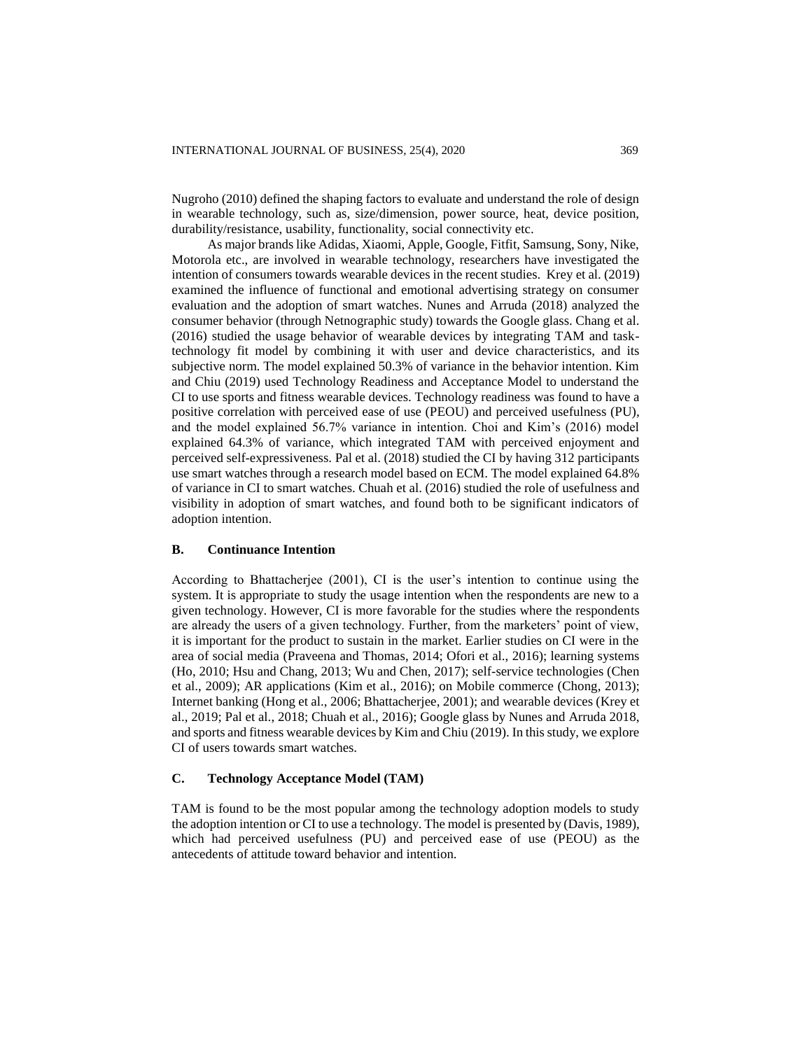Nugroho (2010) defined the shaping factors to evaluate and understand the role of design in wearable technology, such as, size/dimension, power source, heat, device position, durability/resistance, usability, functionality, social connectivity etc.

As major brands like Adidas, Xiaomi, Apple, Google, Fitfit, Samsung, Sony, Nike, Motorola etc., are involved in wearable technology, researchers have investigated the intention of consumers towards wearable devices in the recent studies. Krey et al. (2019) examined the influence of functional and emotional advertising strategy on consumer evaluation and the adoption of smart watches. Nunes and Arruda (2018) analyzed the consumer behavior (through Netnographic study) towards the Google glass. Chang et al. (2016) studied the usage behavior of wearable devices by integrating TAM and task-technology fit model by combining it with user and device characteristics, and its subjective norm. The model explained 50.3% of variance in the behavior intention. Kim and Chiu (2019) used Technology Readiness and Acceptance Model to understand the CI to use sports and fitness wearable devices. Technology readiness was found to have a positive correlation with perceived ease of use (PEOU) and perceived usefulness (PU), and the model explained 56.7% variance in intention. Choi and Kim's (2016) model explained 64.3% of variance, which integrated TAM with perceived enjoyment and perceived self-expressiveness. Pal et al. (2018) studied the CI by having 312 participants use smart watches through a research model based on ECM. The model explained 64.8% of variance in CI to smart watches. Chuah et al. (2016) studied the role of usefulness and visibility in adoption of smart watches, and found both to be significant indicators of adoption intention.

## B. Continuance Intention

According to Bhattacherjee (2001), CI is the user's intention to continue using the system. It is appropriate to study the usage intention when the respondents are new to a given technology. However, CI is more favorable for the studies where the respondents are already the users of a given technology. Further, from the marketers' point of view, it is important for the product to sustain in the market. Earlier studies on CI were in the area of social media (Praveena and Thomas, 2014; Ofori et al., 2016); learning systems (Ho, 2010; Hsu and Chang, 2013; Wu and Chen, 2017); self-service technologies (Chen et al., 2009); AR applications (Kim et al., 2016); on Mobile commerce (Chong, 2013); Internet banking (Hong et al., 2006; Bhattacherjee, 2001); and wearable devices (Krey et al., 2019; Pal et al., 2018; Chuah et al., 2016); Google glass by Nunes and Arruda 2018, and sports and fitness wearable devices by Kim and Chiu (2019). In this study, we explore CI of users towards smart watches.

## C. Technology Acceptance Model (TAM)

TAM is found to be the most popular among the technology adoption models to study the adoption intention or CI to use a technology. The model is presented by (Davis, 1989), which had perceived usefulness (PU) and perceived ease of use (PEOU) as the antecedents of attitude toward behavior and intention.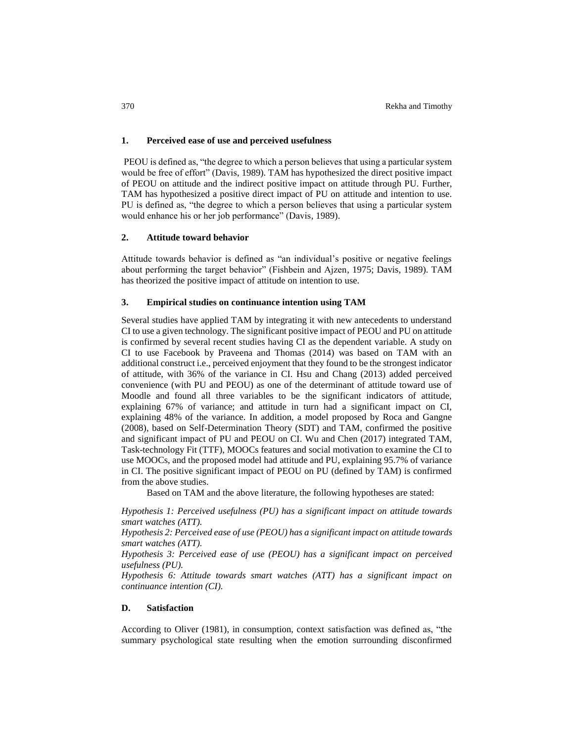### 1. Perceived ease of use and perceived usefulness

PEOU is defined as, "the degree to which a person believes that using a particular system would be free of effort" (Davis, 1989). TAM has hypothesized the direct positive impact of PEOU on attitude and the indirect positive impact on attitude through PU. Further, TAM has hypothesized a positive direct impact of PU on attitude and intention to use. PU is defined as, "the degree to which a person believes that using a particular system would enhance his or her job performance" (Davis, 1989).

### 2. Attitude toward behavior

Attitude towards behavior is defined as "an individual's positive or negative feelings about performing the target behavior" (Fishbein and Ajzen, 1975; Davis, 1989). TAM has theorized the positive impact of attitude on intention to use.

### 3. Empirical studies on continuance intention using TAM

Several studies have applied TAM by integrating it with new antecedents to understand CI to use a given technology. The significant positive impact of PEOU and PU on attitude is confirmed by several recent studies having CI as the dependent variable. A study on CI to use Facebook by Praveena and Thomas (2014) was based on TAM with an additional construct i.e., perceived enjoyment that they found to be the strongest indicator of attitude, with 36% of the variance in CI. Hsu and Chang (2013) added perceived convenience (with PU and PEOU) as one of the determinant of attitude toward use of Moodle and found all three variables to be the significant indicators of attitude, explaining 67% of variance; and attitude in turn had a significant impact on CI, explaining 48% of the variance. In addition, a model proposed by Roca and Gangne (2008), based on Self-Determination Theory (SDT) and TAM, confirmed the positive and significant impact of PU and PEOU on CI. Wu and Chen (2017) integrated TAM, Task-technology Fit (TTF), MOOCs features and social motivation to examine the CI to use MOOCs, and the proposed model had attitude and PU, explaining 95.7% of variance in CI. The positive significant impact of PEOU on PU (defined by TAM) is confirmed from the above studies.

Based on TAM and the above literature, the following hypotheses are stated:

*Hypothesis 1: Perceived usefulness (PU) has a significant impact on attitude towards smart watches (ATT).*

*Hypothesis 2: Perceived ease of use (PEOU) has a significant impact on attitude towards smart watches (ATT).*

*Hypothesis 3: Perceived ease of use (PEOU) has a significant impact on perceived usefulness (PU).*

*Hypothesis 6: Attitude towards smart watches (ATT) has a significant impact on continuance intention (CI).*

## D. Satisfaction

According to Oliver (1981), in consumption, context satisfaction was defined as, "the summary psychological state resulting when the emotion surrounding disconfirmed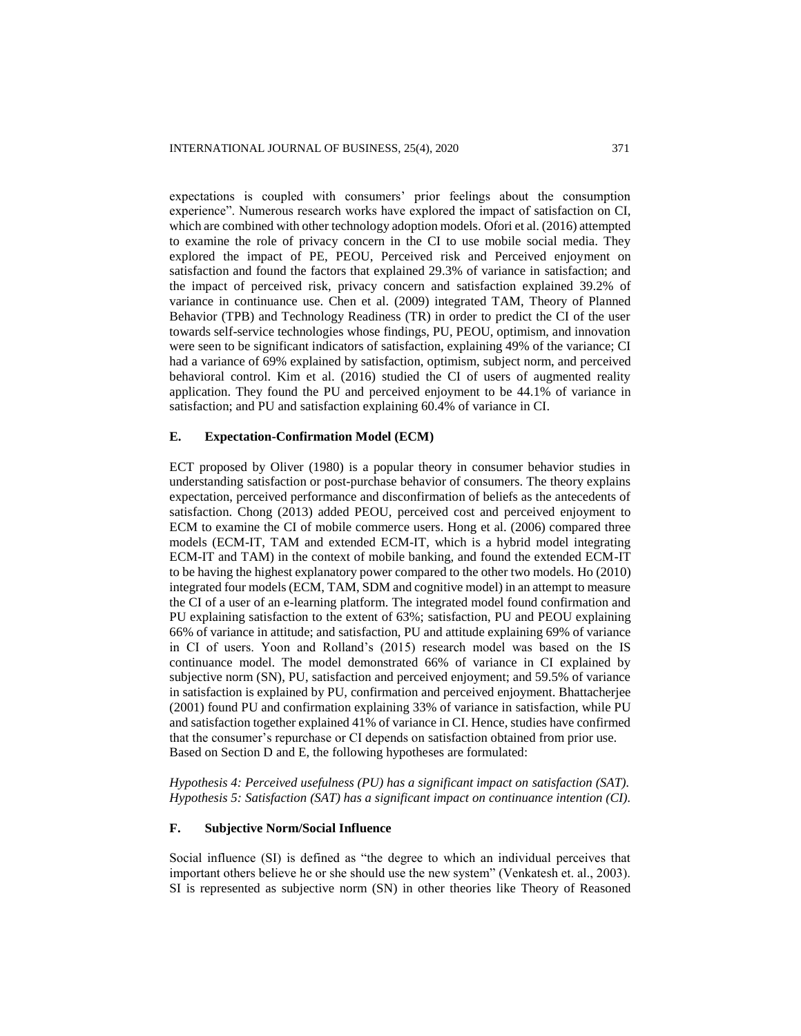expectations is coupled with consumers' prior feelings about the consumption experience". Numerous research works have explored the impact of satisfaction on CI, which are combined with other technology adoption models. Ofori et al. (2016) attempted to examine the role of privacy concern in the CI to use mobile social media. They explored the impact of PE, PEOU, Perceived risk and Perceived enjoyment on satisfaction and found the factors that explained 29.3% of variance in satisfaction; and the impact of perceived risk, privacy concern and satisfaction explained 39.2% of variance in continuance use. Chen et al. (2009) integrated TAM, Theory of Planned Behavior (TPB) and Technology Readiness (TR) in order to predict the CI of the user towards self-service technologies whose findings, PU, PEOU, optimism, and innovation were seen to be significant indicators of satisfaction, explaining 49% of the variance; CI had a variance of 69% explained by satisfaction, optimism, subject norm, and perceived behavioral control. Kim et al. (2016) studied the CI of users of augmented reality application. They found the PU and perceived enjoyment to be 44.1% of variance in satisfaction; and PU and satisfaction explaining 60.4% of variance in CI.

## E. Expectation-Confirmation Model (ECM)

ECT proposed by Oliver (1980) is a popular theory in consumer behavior studies in understanding satisfaction or post-purchase behavior of consumers. The theory explains expectation, perceived performance and disconfirmation of beliefs as the antecedents of satisfaction. Chong (2013) added PEOU, perceived cost and perceived enjoyment to ECM to examine the CI of mobile commerce users. Hong et al. (2006) compared three models (ECM-IT, TAM and extended ECM-IT, which is a hybrid model integrating ECM-IT and TAM) in the context of mobile banking, and found the extended ECM-IT to be having the highest explanatory power compared to the other two models. Ho (2010) integrated four models (ECM, TAM, SDM and cognitive model) in an attempt to measure the CI of a user of an e-learning platform. The integrated model found confirmation and PU explaining satisfaction to the extent of 63%; satisfaction, PU and PEOU explaining 66% of variance in attitude; and satisfaction, PU and attitude explaining 69% of variance in CI of users. Yoon and Rolland's (2015) research model was based on the IS continuance model. The model demonstrated 66% of variance in CI explained by subjective norm (SN), PU, satisfaction and perceived enjoyment; and 59.5% of variance in satisfaction is explained by PU, confirmation and perceived enjoyment. Bhattacherjee (2001) found PU and confirmation explaining 33% of variance in satisfaction, while PU and satisfaction together explained 41% of variance in CI. Hence, studies have confirmed that the consumer's repurchase or CI depends on satisfaction obtained from prior use. Based on Section D and E, the following hypotheses are formulated:

*Hypothesis 4: Perceived usefulness (PU) has a significant impact on satisfaction (SAT).*
*Hypothesis 5: Satisfaction (SAT) has a significant impact on continuance intention (CI).*

## F. Subjective Norm/Social Influence

Social influence (SI) is defined as "the degree to which an individual perceives that important others believe he or she should use the new system" (Venkatesh et. al., 2003). SI is represented as subjective norm (SN) in other theories like Theory of Reasoned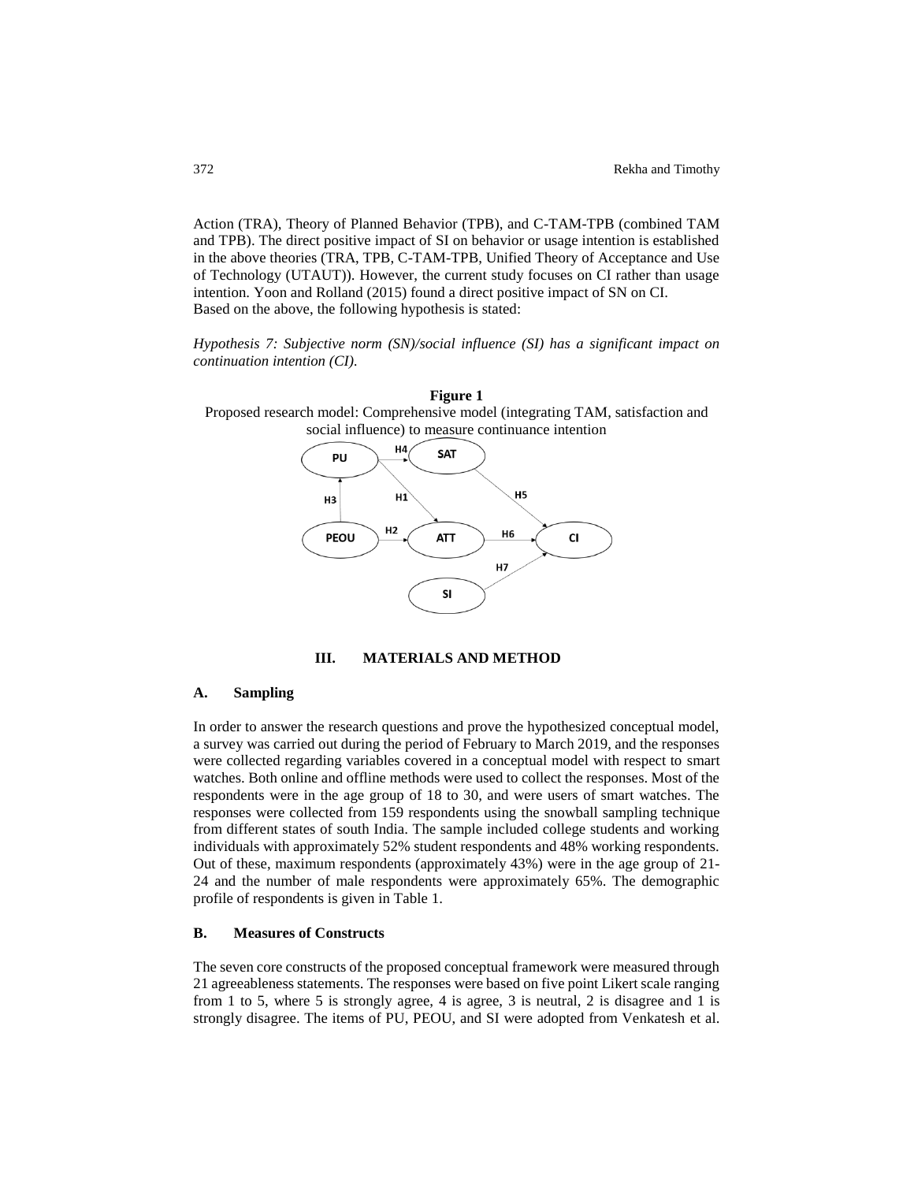Action (TRA), Theory of Planned Behavior (TPB), and C-TAM-TPB (combined TAM and TPB). The direct positive impact of SI on behavior or usage intention is established in the above theories (TRA, TPB, C-TAM-TPB, Unified Theory of Acceptance and Use of Technology (UTAUT)). However, the current study focuses on CI rather than usage intention. Yoon and Rolland (2015) found a direct positive impact of SN on CI. Based on the above, the following hypothesis is stated:

*Hypothesis 7: Subjective norm (SN)/social influence (SI) has a significant impact on continuation intention (CI).*

**Figure 1**

Proposed research model: Comprehensive model (integrating TAM, satisfaction and social influence) to measure continuance intention

## III. MATERIALS AND METHOD

### A. Sampling

In order to answer the research questions and prove the hypothesized conceptual model, a survey was carried out during the period of February to March 2019, and the responses were collected regarding variables covered in a conceptual model with respect to smart watches. Both online and offline methods were used to collect the responses. Most of the respondents were in the age group of 18 to 30, and were users of smart watches. The responses were collected from 159 respondents using the snowball sampling technique from different states of south India. The sample included college students and working individuals with approximately 52% student respondents and 48% working respondents. Out of these, maximum respondents (approximately 43%) were in the age group of 21-24 and the number of male respondents were approximately 65%. The demographic profile of respondents is given in Table 1.

### B. Measures of Constructs

The seven core constructs of the proposed conceptual framework were measured through 21 agreeableness statements. The responses were based on five point Likert scale ranging from 1 to 5, where 5 is strongly agree, 4 is agree, 3 is neutral, 2 is disagree and 1 is strongly disagree. The items of PU, PEOU, and SI were adopted from Venkatesh et al.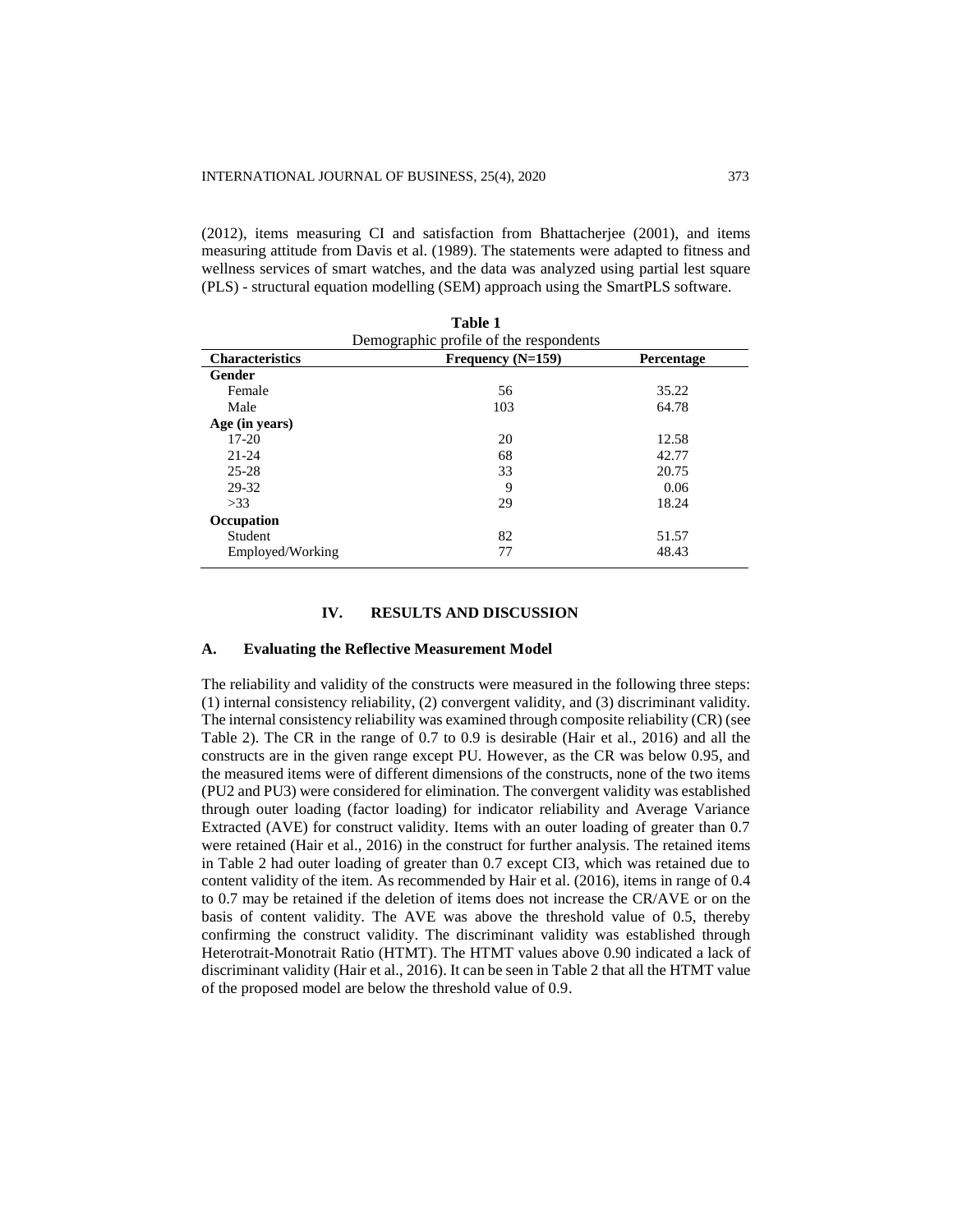(2012), items measuring CI and satisfaction from Bhattacherjee (2001), and items measuring attitude from Davis et al. (1989). The statements were adapted to fitness and wellness services of smart watches, and the data was analyzed using partial lest square (PLS) - structural equation modelling (SEM) approach using the SmartPLS software.

**Table 1**
Demographic profile of the respondents

| Characteristics | Frequency (N=159) | Percentage |
|---|---|---|
| **Gender** | | |
| Female | 56 | 35.22 |
| Male | 103 | 64.78 |
| **Age (in years)** | | |
| 17-20 | 20 | 12.58 |
| 21-24 | 68 | 42.77 |
| 25-28 | 33 | 20.75 |
| 29-32 | 9 | 0.06 |
| >33 | 29 | 18.24 |
| **Occupation** | | |
| Student | 82 | 51.57 |
| Employed/Working | 77 | 48.43 |

## IV. RESULTS AND DISCUSSION

### A. Evaluating the Reflective Measurement Model

The reliability and validity of the constructs were measured in the following three steps: (1) internal consistency reliability, (2) convergent validity, and (3) discriminant validity. The internal consistency reliability was examined through composite reliability (CR) (see Table 2). The CR in the range of 0.7 to 0.9 is desirable (Hair et al., 2016) and all the constructs are in the given range except PU. However, as the CR was below 0.95, and the measured items were of different dimensions of the constructs, none of the two items (PU2 and PU3) were considered for elimination. The convergent validity was established through outer loading (factor loading) for indicator reliability and Average Variance Extracted (AVE) for construct validity. Items with an outer loading of greater than 0.7 were retained (Hair et al., 2016) in the construct for further analysis. The retained items in Table 2 had outer loading of greater than 0.7 except CI3, which was retained due to content validity of the item. As recommended by Hair et al. (2016), items in range of 0.4 to 0.7 may be retained if the deletion of items does not increase the CR/AVE or on the basis of content validity. The AVE was above the threshold value of 0.5, thereby confirming the construct validity. The discriminant validity was established through Heterotrait-Monotrait Ratio (HTMT). The HTMT values above 0.90 indicated a lack of discriminant validity (Hair et al., 2016). It can be seen in Table 2 that all the HTMT value of the proposed model are below the threshold value of 0.9.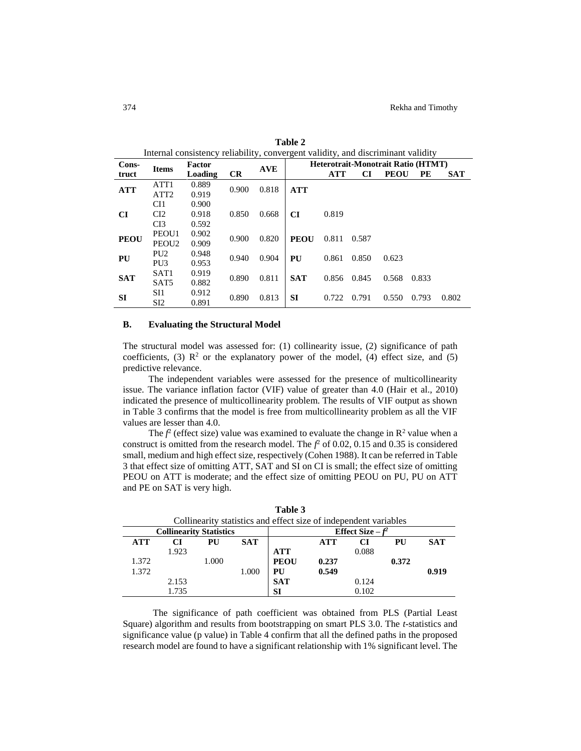**Table 2**

Internal consistency reliability, convergent validity, and discriminant validity

| Construct | Items | Factor Loading | CR | AVE | Heterotrait-Monotrait Ratio (HTMT) | | | | | |
|---|---|---|---|---|---|---|---|---|---|---|
| | | | | | | ATT | CI | PEOU | PE | SAT |
| **ATT** | ATT1 | 0.889 | 0.900 | 0.818 | **ATT** | | | | | |
| | ATT2 | 0.919 | | | | | | | | |
| **CI** | CI1 | 0.900 | 0.850 | 0.668 | **CI** | 0.819 | | | | |
| | CI2 | 0.918 | | | | | | | | |
| | CI3 | 0.592 | | | | | | | | |
| **PEOU** | PEOU1 | 0.902 | 0.900 | 0.820 | **PEOU** | 0.811 | 0.587 | | | |
| | PEOU2 | 0.909 | | | | | | | | |
| **PU** | PU2 | 0.948 | 0.940 | 0.904 | **PU** | 0.861 | 0.850 | 0.623 | | |
| | PU3 | 0.953 | | | | | | | | |
| **SAT** | SAT1 | 0.919 | 0.890 | 0.811 | **SAT** | 0.856 | 0.845 | 0.568 | 0.833 | |
| | SAT5 | 0.882 | | | | | | | | |
| **SI** | SI1 | 0.912 | 0.890 | 0.813 | **SI** | 0.722 | 0.791 | 0.550 | 0.793 | 0.802 |
| | SI2 | 0.891 | | | | | | | | |

### B. Evaluating the Structural Model

The structural model was assessed for: (1) collinearity issue, (2) significance of path coefficients, (3) $R^2$ or the explanatory power of the model, (4) effect size, and (5) predictive relevance.

The independent variables were assessed for the presence of multicollinearity issue. The variance inflation factor (VIF) value of greater than 4.0 (Hair et al., 2010) indicated the presence of multicollinearity problem. The results of VIF output as shown in Table 3 confirms that the model is free from multicollinearity problem as all the VIF values are lesser than 4.0.

The $f^2$ (effect size) value was examined to evaluate the change in $R^2$ value when a construct is omitted from the research model. The $f^2$ of 0.02, 0.15 and 0.35 is considered small, medium and high effect size, respectively (Cohen 1988). It can be referred in Table 3 that effect size of omitting ATT, SAT and SI on CI is small; the effect size of omitting PEOU on ATT is moderate; and the effect size of omitting PEOU on PU, PU on ATT and PE on SAT is very high.

**Table 3**

Collinearity statistics and effect size of independent variables

| Collinearity Statistics | | | | Effect Size – $f^2$ | | | | |
|---|---|---|---|---|---|---|---|---|
| ATT | CI | PU | SAT | | ATT | CI | PU | SAT |
| | 1.923 | | | **ATT** | | 0.088 | | |
| 1.372 | | 1.000 | | **PEOU** | **0.237** | | **0.372** | |
| 1.372 | | | 1.000 | **PU** | **0.549** | | | **0.919** |
| | 2.153 | | | **SAT** | | 0.124 | | |
| | 1.735 | | | **SI** | | 0.102 | | |

The significance of path coefficient was obtained from PLS (Partial Least Square) algorithm and results from bootstrapping on smart PLS 3.0. The *t*-statistics and significance value (p value) in Table 4 confirm that all the defined paths in the proposed research model are found to have a significant relationship with 1% significant level. The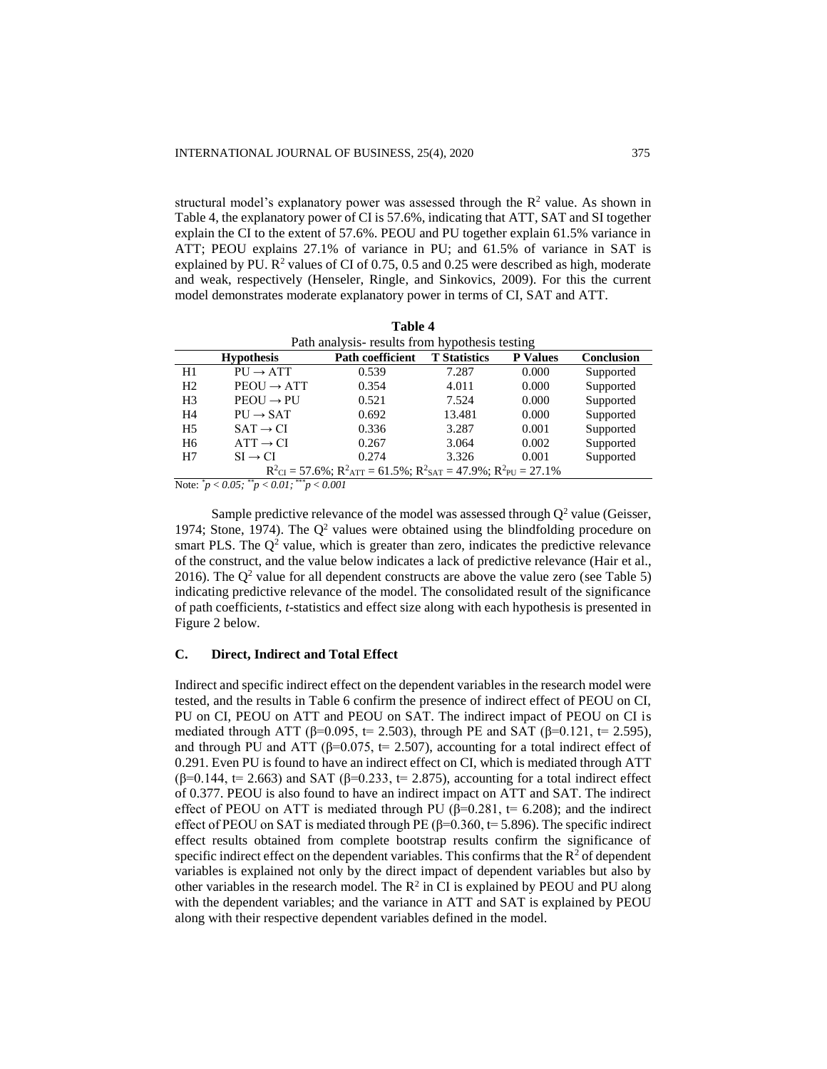structural model's explanatory power was assessed through the $R^2$ value. As shown in Table 4, the explanatory power of CI is 57.6%, indicating that ATT, SAT and SI together explain the CI to the extent of 57.6%. PEOU and PU together explain 61.5% variance in ATT; PEOU explains 27.1% of variance in PU; and 61.5% of variance in SAT is explained by PU. $R^2$ values of CI of 0.75, 0.5 and 0.25 were described as high, moderate and weak, respectively (Henseler, Ringle, and Sinkovics, 2009). For this the current model demonstrates moderate explanatory power in terms of CI, SAT and ATT.

**Table 4**

Path analysis- results from hypothesis testing

| | Hypothesis | Path coefficient | T Statistics | P Values | Conclusion |
|---|---|---|---|---|---|
| H1 | PU → ATT | 0.539 | 7.287 | 0.000 | Supported |
| H2 | PEOU → ATT | 0.354 | 4.011 | 0.000 | Supported |
| H3 | PEOU → PU | 0.521 | 7.524 | 0.000 | Supported |
| H4 | PU → SAT | 0.692 | 13.481 | 0.000 | Supported |
| H5 | SAT → CI | 0.336 | 3.287 | 0.001 | Supported |
| H6 | ATT → CI | 0.267 | 3.064 | 0.002 | Supported |
| H7 | SI → CI | 0.274 | 3.326 | 0.001 | Supported |
| $R^2_{CI}$ = 57.6%; $R^2_{ATT}$ = 61.5%; $R^2_{SAT}$ = 47.9%; $R^2_{PU}$ = 27.1% | | | | | |

Note: $^{*}p < 0.05$; $^{**}p < 0.01$; $^{***}p < 0.001$

Sample predictive relevance of the model was assessed through $Q^2$ value (Geisser, 1974; Stone, 1974). The $Q^2$ values were obtained using the blindfolding procedure on smart PLS. The $Q^2$ value, which is greater than zero, indicates the predictive relevance of the construct, and the value below indicates a lack of predictive relevance (Hair et al., 2016). The $Q^2$ value for all dependent constructs are above the value zero (see Table 5) indicating predictive relevance of the model. The consolidated result of the significance of path coefficients, *t*-statistics and effect size along with each hypothesis is presented in Figure 2 below.

### C. Direct, Indirect and Total Effect

Indirect and specific indirect effect on the dependent variables in the research model were tested, and the results in Table 6 confirm the presence of indirect effect of PEOU on CI, PU on CI, PEOU on ATT and PEOU on SAT. The indirect impact of PEOU on CI is mediated through ATT (β=0.095, t= 2.503), through PE and SAT (β=0.121, t= 2.595), and through PU and ATT (β=0.075, t= 2.507), accounting for a total indirect effect of 0.291. Even PU is found to have an indirect effect on CI, which is mediated through ATT (β=0.144, t= 2.663) and SAT (β=0.233, t= 2.875), accounting for a total indirect effect of 0.377. PEOU is also found to have an indirect impact on ATT and SAT. The indirect effect of PEOU on ATT is mediated through PU (β=0.281, t= 6.208); and the indirect effect of PEOU on SAT is mediated through PE (β=0.360, t= 5.896). The specific indirect effect results obtained from complete bootstrap results confirm the significance of specific indirect effect on the dependent variables. This confirms that the $R^2$ of dependent variables is explained not only by the direct impact of dependent variables but also by other variables in the research model. The $R^2$ in CI is explained by PEOU and PU along with the dependent variables; and the variance in ATT and SAT is explained by PEOU along with their respective dependent variables defined in the model.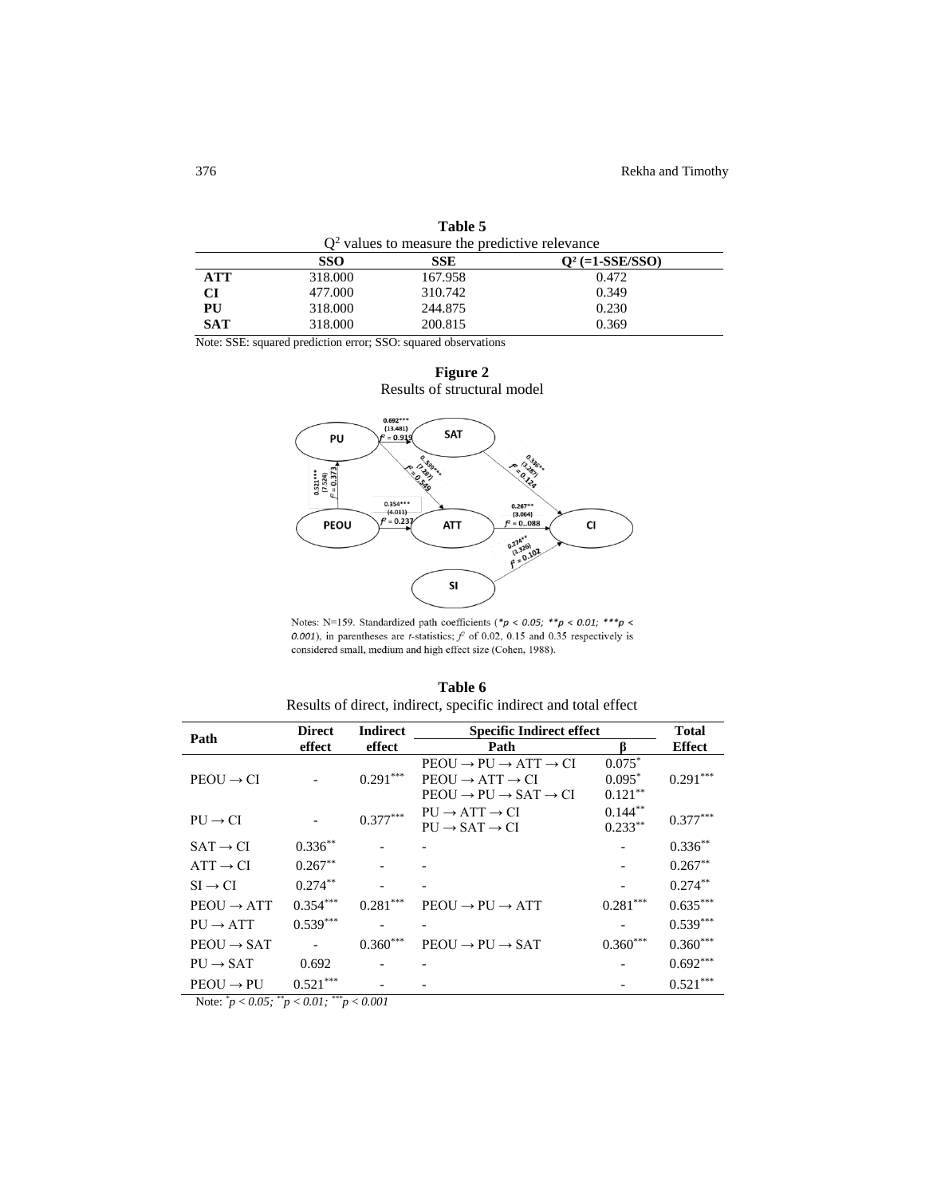**Table 5**
$Q^2$ values to measure the predictive relevance

| | SSO | SSE | $Q^2$ (=1-SSE/SSO) |
|---|---|---|---|
| **ATT** | 318.000 | 167.958 | 0.472 |
| **CI** | 477.000 | 310.742 | 0.349 |
| **PU** | 318.000 | 244.875 | 0.230 |
| **SAT** | 318.000 | 200.815 | 0.369 |

Note: SSE: squared prediction error; SSO: squared observations

**Figure 2**
Results of structural model

Notes: N=159. Standardized path coefficients (*$p < 0.05$; **$p < 0.01$; ***$p < 0.001$), in parentheses are *t*-statistics; $f^2$ of 0.02, 0.15 and 0.35 respectively is considered small, medium and high effect size (Cohen, 1988).

**Table 6**
Results of direct, indirect, specific indirect and total effect

| Path | Direct effect | Indirect effect | Specific Indirect effect Path | β | Total Effect |
|---|---|---|---|---|---|
| PEOU → CI | - | $0.291^{***}$ | PEOU → PU → ATT → CI<br>PEOU → ATT → CI<br>PEOU → PU → SAT → CI | $0.075^{*}$<br>$0.095^{*}$<br>$0.121^{**}$ | $0.291^{***}$ |
| PU → CI | - | $0.377^{***}$ | PU → ATT → CI<br>PU → SAT → CI | $0.144^{**}$<br>$0.233^{**}$ | $0.377^{***}$ |
| SAT → CI | $0.336^{**}$ | - | - | - | $0.336^{**}$ |
| ATT → CI | $0.267^{**}$ | - | - | - | $0.267^{**}$ |
| SI → CI | $0.274^{**}$ | - | - | - | $0.274^{**}$ |
| PEOU → ATT | $0.354^{***}$ | $0.281^{***}$ | PEOU → PU → ATT | $0.281^{***}$ | $0.635^{***}$ |
| PU → ATT | $0.539^{***}$ | - | - | - | $0.539^{***}$ |
| PEOU → SAT | - | $0.360^{***}$ | PEOU → PU → SAT | $0.360^{***}$ | $0.360^{***}$ |
| PU → SAT | 0.692 | - | - | - | $0.692^{***}$ |
| PEOU → PU | $0.521^{***}$ | - | - | - | $0.521^{***}$ |

Note: *$p < 0.05$; **$p < 0.01$; ***$p < 0.001$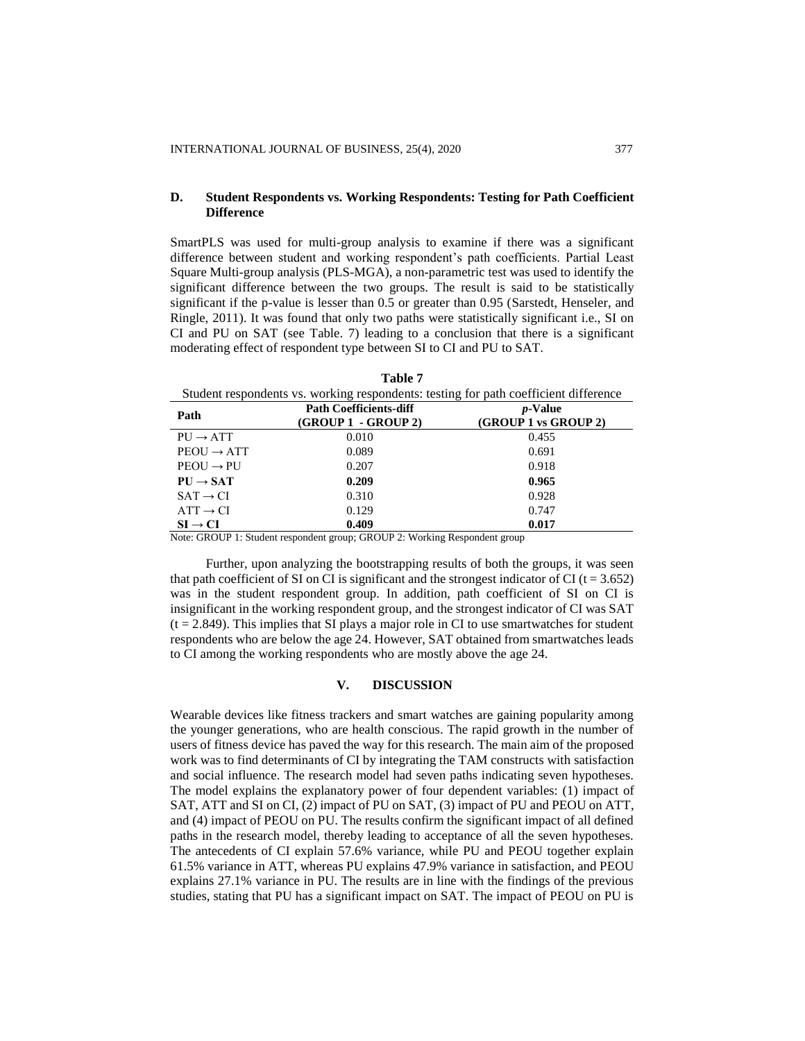### D. Student Respondents vs. Working Respondents: Testing for Path Coefficient Difference

SmartPLS was used for multi-group analysis to examine if there was a significant difference between student and working respondent's path coefficients. Partial Least Square Multi-group analysis (PLS-MGA), a non-parametric test was used to identify the significant difference between the two groups. The result is said to be statistically significant if the p-value is lesser than 0.5 or greater than 0.95 (Sarstedt, Henseler, and Ringle, 2011). It was found that only two paths were statistically significant i.e., SI on CI and PU on SAT (see Table. 7) leading to a conclusion that there is a significant moderating effect of respondent type between SI to CI and PU to SAT.

**Table 7**

Student respondents vs. working respondents: testing for path coefficient difference

| Path | Path Coefficients-diff (GROUP 1 - GROUP 2) | *p*-Value (GROUP 1 vs GROUP 2) |
|---|---|---|
| PU → ATT | 0.010 | 0.455 |
| PEOU → ATT | 0.089 | 0.691 |
| PEOU → PU | 0.207 | 0.918 |
| **PU → SAT** | **0.209** | **0.965** |
| SAT → CI | 0.310 | 0.928 |
| ATT → CI | 0.129 | 0.747 |
| **SI → CI** | **0.409** | **0.017** |

Note: GROUP 1: Student respondent group; GROUP 2: Working Respondent group

Further, upon analyzing the bootstrapping results of both the groups, it was seen that path coefficient of SI on CI is significant and the strongest indicator of CI ($t = 3.652$) was in the student respondent group. In addition, path coefficient of SI on CI is insignificant in the working respondent group, and the strongest indicator of CI was SAT ($t = 2.849$). This implies that SI plays a major role in CI to use smartwatches for student respondents who are below the age 24. However, SAT obtained from smartwatches leads to CI among the working respondents who are mostly above the age 24.

## V. DISCUSSION

Wearable devices like fitness trackers and smart watches are gaining popularity among the younger generations, who are health conscious. The rapid growth in the number of users of fitness device has paved the way for this research. The main aim of the proposed work was to find determinants of CI by integrating the TAM constructs with satisfaction and social influence. The research model had seven paths indicating seven hypotheses. The model explains the explanatory power of four dependent variables: (1) impact of SAT, ATT and SI on CI, (2) impact of PU on SAT, (3) impact of PU and PEOU on ATT, and (4) impact of PEOU on PU. The results confirm the significant impact of all defined paths in the research model, thereby leading to acceptance of all the seven hypotheses. The antecedents of CI explain 57.6% variance, while PU and PEOU together explain 61.5% variance in ATT, whereas PU explains 47.9% variance in satisfaction, and PEOU explains 27.1% variance in PU. The results are in line with the findings of the previous studies, stating that PU has a significant impact on SAT. The impact of PEOU on PU is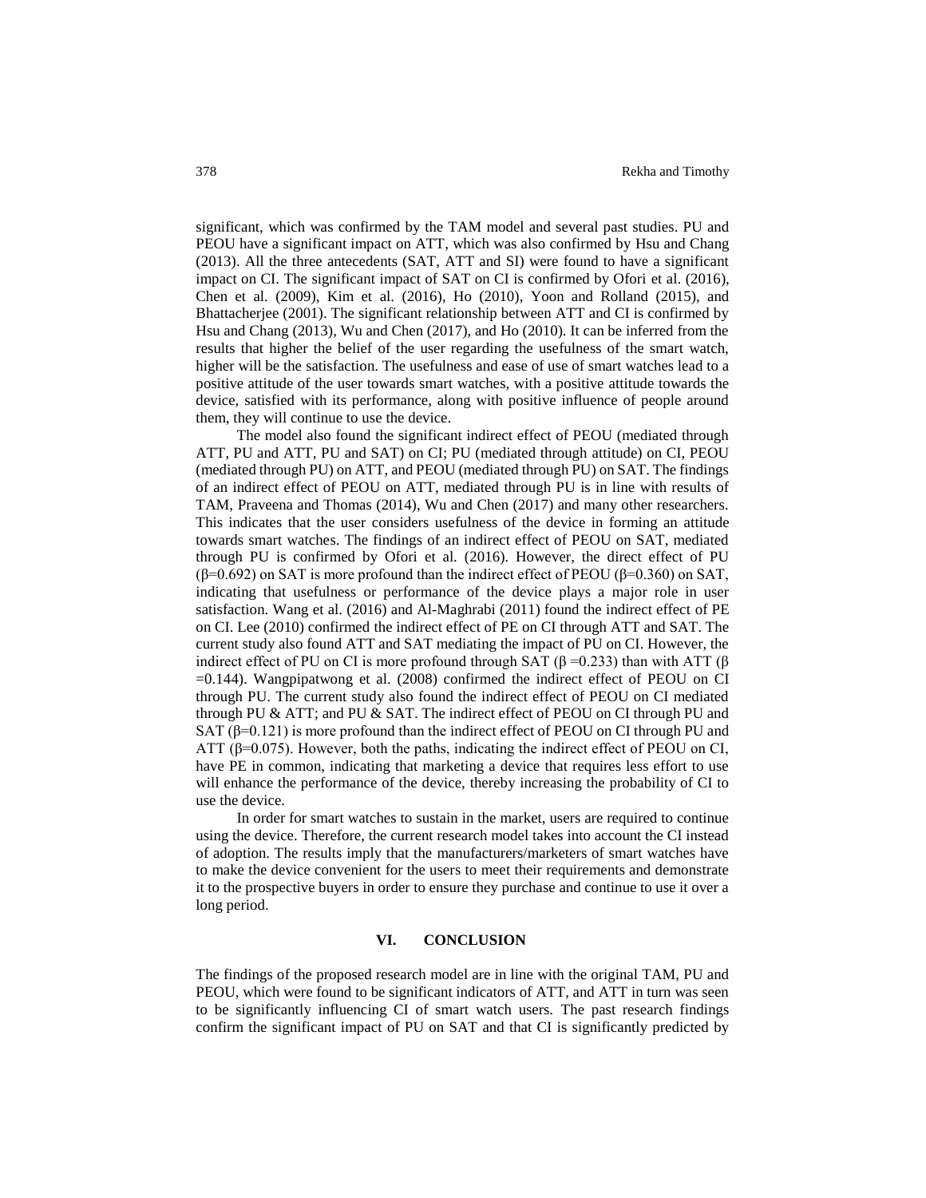significant, which was confirmed by the TAM model and several past studies. PU and PEOU have a significant impact on ATT, which was also confirmed by Hsu and Chang (2013). All the three antecedents (SAT, ATT and SI) were found to have a significant impact on CI. The significant impact of SAT on CI is confirmed by Ofori et al. (2016), Chen et al. (2009), Kim et al. (2016), Ho (2010), Yoon and Rolland (2015), and Bhattacherjee (2001). The significant relationship between ATT and CI is confirmed by Hsu and Chang (2013), Wu and Chen (2017), and Ho (2010). It can be inferred from the results that higher the belief of the user regarding the usefulness of the smart watch, higher will be the satisfaction. The usefulness and ease of use of smart watches lead to a positive attitude of the user towards smart watches, with a positive attitude towards the device, satisfied with its performance, along with positive influence of people around them, they will continue to use the device.

The model also found the significant indirect effect of PEOU (mediated through ATT, PU and ATT, PU and SAT) on CI; PU (mediated through attitude) on CI, PEOU (mediated through PU) on ATT, and PEOU (mediated through PU) on SAT. The findings of an indirect effect of PEOU on ATT, mediated through PU is in line with results of TAM, Praveena and Thomas (2014), Wu and Chen (2017) and many other researchers. This indicates that the user considers usefulness of the device in forming an attitude towards smart watches. The findings of an indirect effect of PEOU on SAT, mediated through PU is confirmed by Ofori et al. (2016). However, the direct effect of PU ($\beta$=0.692) on SAT is more profound than the indirect effect of PEOU ($\beta$=0.360) on SAT, indicating that usefulness or performance of the device plays a major role in user satisfaction. Wang et al. (2016) and Al-Maghrabi (2011) found the indirect effect of PE on CI. Lee (2010) confirmed the indirect effect of PE on CI through ATT and SAT. The current study also found ATT and SAT mediating the impact of PU on CI. However, the indirect effect of PU on CI is more profound through SAT ($\beta$ =0.233) than with ATT ($\beta$ =0.144). Wangpipatwong et al. (2008) confirmed the indirect effect of PEOU on CI through PU. The current study also found the indirect effect of PEOU on CI mediated through PU & ATT; and PU & SAT. The indirect effect of PEOU on CI through PU and SAT ($\beta$=0.121) is more profound than the indirect effect of PEOU on CI through PU and ATT ($\beta$=0.075). However, both the paths, indicating the indirect effect of PEOU on CI, have PE in common, indicating that marketing a device that requires less effort to use will enhance the performance of the device, thereby increasing the probability of CI to use the device.

In order for smart watches to sustain in the market, users are required to continue using the device. Therefore, the current research model takes into account the CI instead of adoption. The results imply that the manufacturers/marketers of smart watches have to make the device convenient for the users to meet their requirements and demonstrate it to the prospective buyers in order to ensure they purchase and continue to use it over a long period.

## VI. CONCLUSION

The findings of the proposed research model are in line with the original TAM, PU and PEOU, which were found to be significant indicators of ATT, and ATT in turn was seen to be significantly influencing CI of smart watch users. The past research findings confirm the significant impact of PU on SAT and that CI is significantly predicted by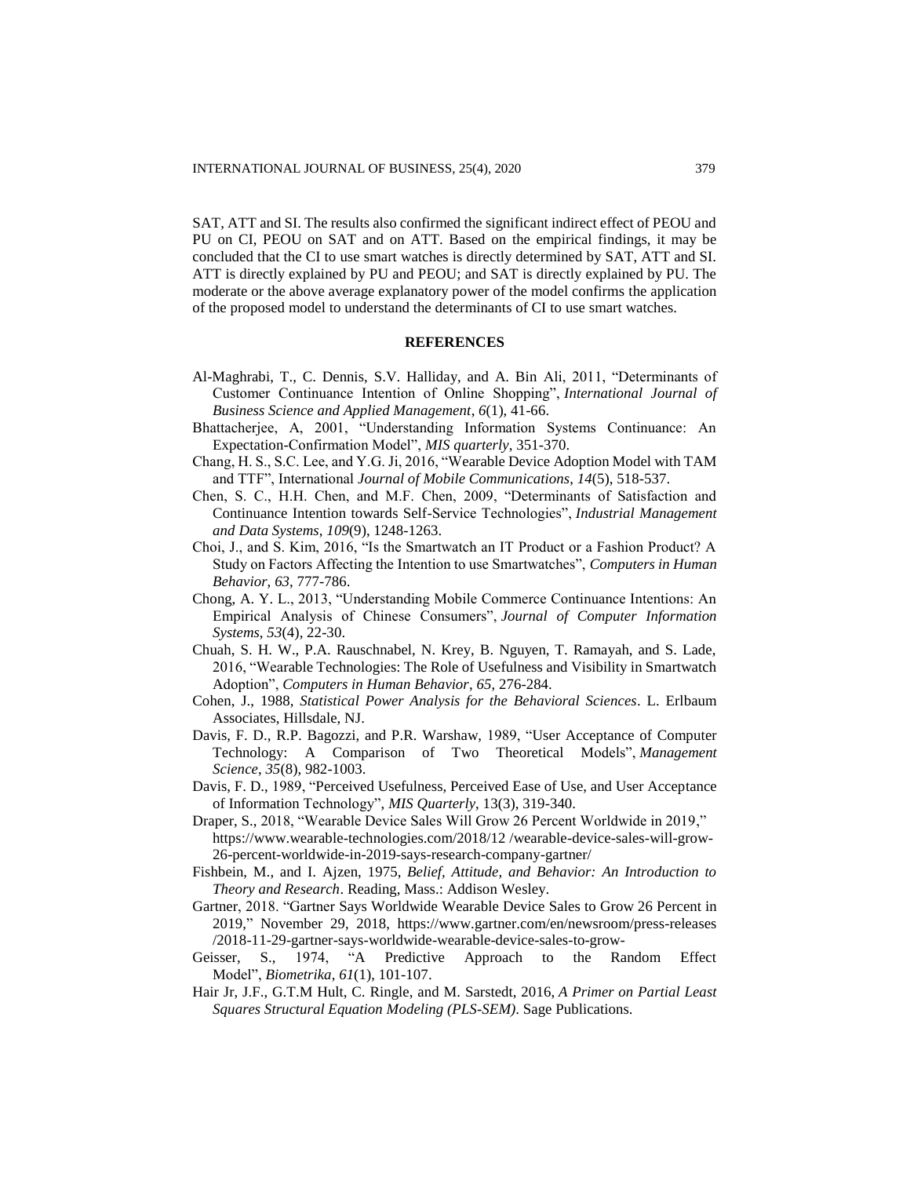SAT, ATT and SI. The results also confirmed the significant indirect effect of PEOU and PU on CI, PEOU on SAT and on ATT. Based on the empirical findings, it may be concluded that the CI to use smart watches is directly determined by SAT, ATT and SI. ATT is directly explained by PU and PEOU; and SAT is directly explained by PU. The moderate or the above average explanatory power of the model confirms the application of the proposed model to understand the determinants of CI to use smart watches.

## REFERENCES

Al-Maghrabi, T., C. Dennis, S.V. Halliday, and A. Bin Ali, 2011, "Determinants of Customer Continuance Intention of Online Shopping", *International Journal of Business Science and Applied Management*, *6*(1), 41-66.

Bhattacherjee, A, 2001, "Understanding Information Systems Continuance: An Expectation-Confirmation Model", *MIS quarterly*, 351-370.

Chang, H. S., S.C. Lee, and Y.G. Ji, 2016, "Wearable Device Adoption Model with TAM and TTF", International *Journal of Mobile Communications*, *14*(5), 518-537.

Chen, S. C., H.H. Chen, and M.F. Chen, 2009, "Determinants of Satisfaction and Continuance Intention towards Self-Service Technologies", *Industrial Management and Data Systems*, *109*(9), 1248-1263.

Choi, J., and S. Kim, 2016, "Is the Smartwatch an IT Product or a Fashion Product? A Study on Factors Affecting the Intention to use Smartwatches", *Computers in Human Behavior, 63*, 777-786.

Chong, A. Y. L., 2013, "Understanding Mobile Commerce Continuance Intentions: An Empirical Analysis of Chinese Consumers", *Journal of Computer Information Systems*, *53*(4), 22-30.

Chuah, S. H. W., P.A. Rauschnabel, N. Krey, B. Nguyen, T. Ramayah, and S. Lade, 2016, "Wearable Technologies: The Role of Usefulness and Visibility in Smartwatch Adoption", *Computers in Human Behavior*, *65*, 276-284.

Cohen, J., 1988, *Statistical Power Analysis for the Behavioral Sciences*. L. Erlbaum Associates, Hillsdale, NJ.

Davis, F. D., R.P. Bagozzi, and P.R. Warshaw, 1989, "User Acceptance of Computer Technology: A Comparison of Two Theoretical Models", *Management Science*, *35*(8), 982-1003.

Davis, F. D., 1989, "Perceived Usefulness, Perceived Ease of Use, and User Acceptance of Information Technology", *MIS Quarterly*, 13(3), 319-340.

Draper, S., 2018, "Wearable Device Sales Will Grow 26 Percent Worldwide in 2019," https://www.wearable-technologies.com/2018/12 /wearable-device-sales-will-grow-26-percent-worldwide-in-2019-says-research-company-gartner/

Fishbein, M., and I. Ajzen, 1975, *Belief, Attitude, and Behavior: An Introduction to Theory and Research*. Reading, Mass.: Addison Wesley.

Gartner, 2018. "Gartner Says Worldwide Wearable Device Sales to Grow 26 Percent in 2019," November 29, 2018, https://www.gartner.com/en/newsroom/press-releases /2018-11-29-gartner-says-worldwide-wearable-device-sales-to-grow-

Geisser, S., 1974, "A Predictive Approach to the Random Effect Model", *Biometrika*, *61*(1), 101-107.

Hair Jr, J.F., G.T.M Hult, C. Ringle, and M. Sarstedt, 2016, *A Primer on Partial Least Squares Structural Equation Modeling (PLS-SEM)*. Sage Publications.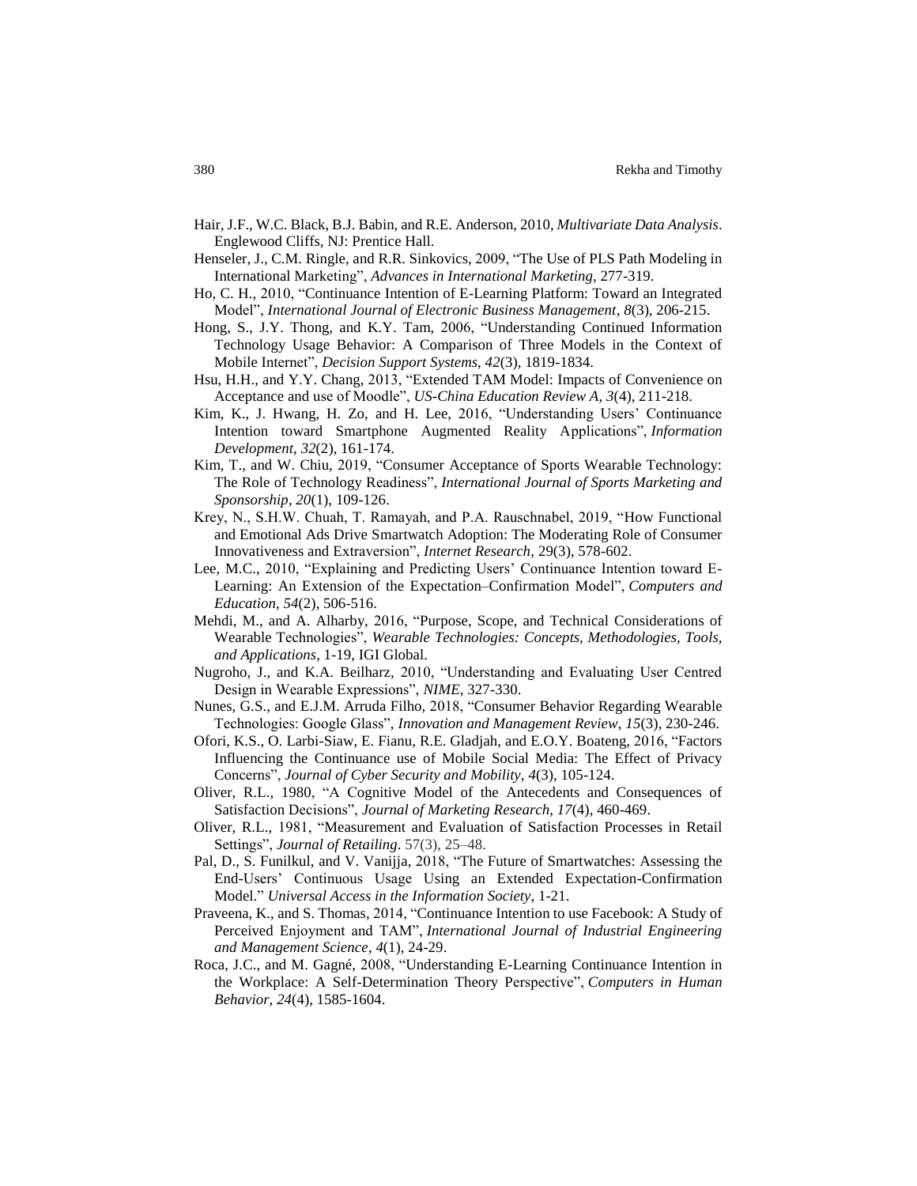Hair, J.F., W.C. Black, B.J. Babin, and R.E. Anderson, 2010, *Multivariate Data Analysis*. Englewood Cliffs, NJ: Prentice Hall.

Henseler, J., C.M. Ringle, and R.R. Sinkovics, 2009, "The Use of PLS Path Modeling in International Marketing", *Advances in International Marketing*, 277-319.

Ho, C. H., 2010, "Continuance Intention of E-Learning Platform: Toward an Integrated Model", *International Journal of Electronic Business Management*, *8*(3), 206-215.

Hong, S., J.Y. Thong, and K.Y. Tam, 2006, "Understanding Continued Information Technology Usage Behavior: A Comparison of Three Models in the Context of Mobile Internet", *Decision Support Systems*, *42*(3), 1819-1834.

Hsu, H.H., and Y.Y. Chang, 2013, "Extended TAM Model: Impacts of Convenience on Acceptance and use of Moodle", *US-China Education Review A*, *3*(4), 211-218.

Kim, K., J. Hwang, H. Zo, and H. Lee, 2016, "Understanding Users' Continuance Intention toward Smartphone Augmented Reality Applications", *Information Development*, *32*(2), 161-174.

Kim, T., and W. Chiu, 2019, "Consumer Acceptance of Sports Wearable Technology: The Role of Technology Readiness", *International Journal of Sports Marketing and Sponsorship*, *20*(1), 109-126.

Krey, N., S.H.W. Chuah, T. Ramayah, and P.A. Rauschnabel, 2019, "How Functional and Emotional Ads Drive Smartwatch Adoption: The Moderating Role of Consumer Innovativeness and Extraversion", *Internet Research*, 29(3), 578-602.

Lee, M.C., 2010, "Explaining and Predicting Users' Continuance Intention toward E-Learning: An Extension of the Expectation–Confirmation Model", *Computers and Education*, *54*(2), 506-516.

Mehdi, M., and A. Alharby, 2016, "Purpose, Scope, and Technical Considerations of Wearable Technologies", *Wearable Technologies: Concepts, Methodologies, Tools, and Applications*, 1-19, IGI Global.

Nugroho, J., and K.A. Beilharz, 2010, "Understanding and Evaluating User Centred Design in Wearable Expressions", *NIME*, 327-330.

Nunes, G.S., and E.J.M. Arruda Filho, 2018, "Consumer Behavior Regarding Wearable Technologies: Google Glass", *Innovation and Management Review*, *15*(3), 230-246.

Ofori, K.S., O. Larbi-Siaw, E. Fianu, R.E. Gladjah, and E.O.Y. Boateng, 2016, "Factors Influencing the Continuance use of Mobile Social Media: The Effect of Privacy Concerns", *Journal of Cyber Security and Mobility*, *4*(3), 105-124.

Oliver, R.L., 1980, "A Cognitive Model of the Antecedents and Consequences of Satisfaction Decisions", *Journal of Marketing Research*, *17*(4), 460-469.

Oliver, R.L., 1981, "Measurement and Evaluation of Satisfaction Processes in Retail Settings", *Journal of Retailing*. 57(3), 25–48.

Pal, D., S. Funilkul, and V. Vanijja, 2018, "The Future of Smartwatches: Assessing the End-Users' Continuous Usage Using an Extended Expectation-Confirmation Model." *Universal Access in the Information Society*, 1-21.

Praveena, K., and S. Thomas, 2014, "Continuance Intention to use Facebook: A Study of Perceived Enjoyment and TAM", *International Journal of Industrial Engineering and Management Science*, *4*(1), 24-29.

Roca, J.C., and M. Gagné, 2008, "Understanding E-Learning Continuance Intention in the Workplace: A Self-Determination Theory Perspective", *Computers in Human Behavior*, *24*(4), 1585-1604.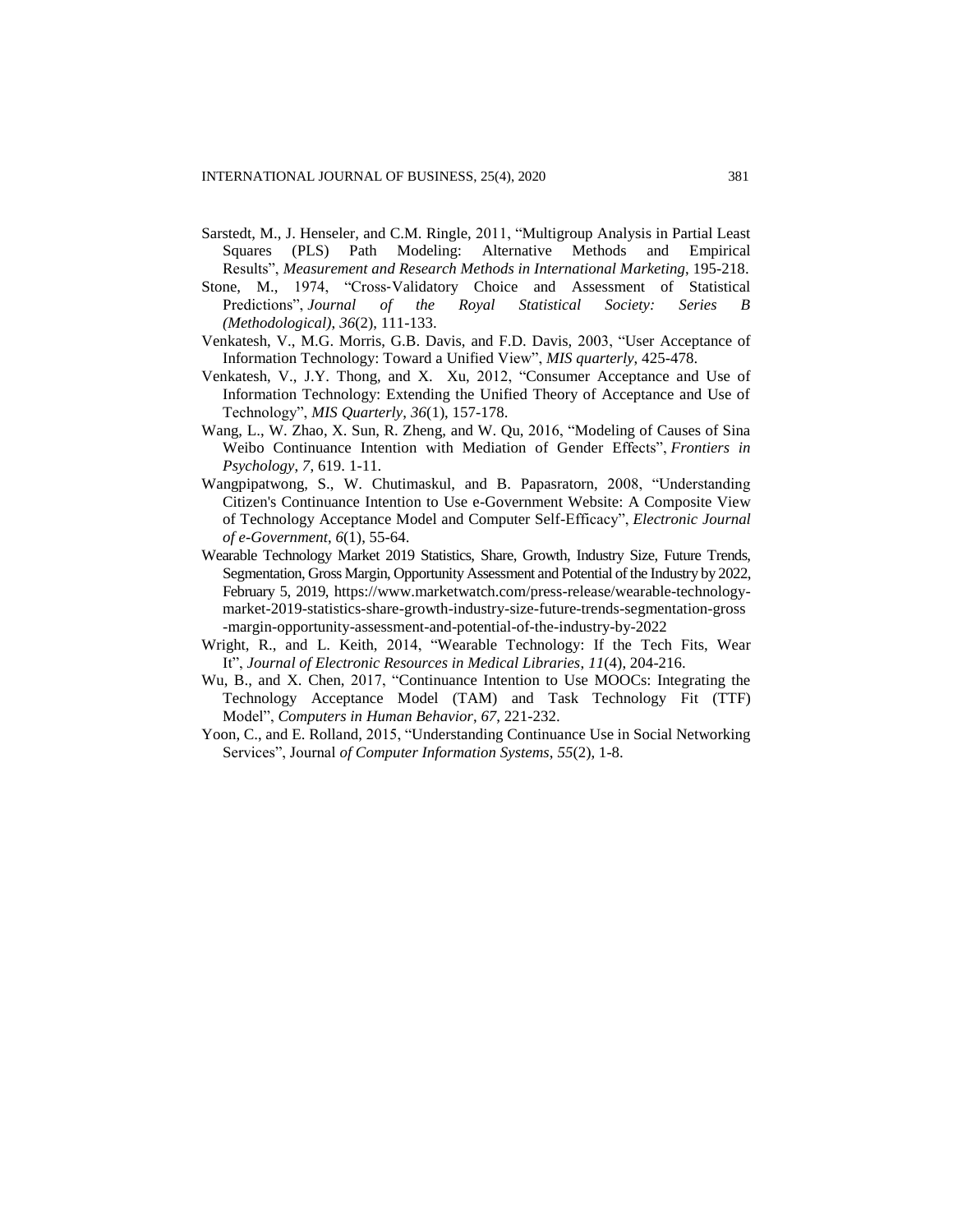Sarstedt, M., J. Henseler, and C.M. Ringle, 2011, "Multigroup Analysis in Partial Least Squares (PLS) Path Modeling: Alternative Methods and Empirical Results", *Measurement and Research Methods in International Marketing*, 195-218.

Stone, M., 1974, "Cross-Validatory Choice and Assessment of Statistical Predictions", *Journal of the Royal Statistical Society: Series B (Methodological)*, *36*(2), 111-133.

Venkatesh, V., M.G. Morris, G.B. Davis, and F.D. Davis, 2003, "User Acceptance of Information Technology: Toward a Unified View", *MIS quarterly*, 425-478.

Venkatesh, V., J.Y. Thong, and X. Xu, 2012, "Consumer Acceptance and Use of Information Technology: Extending the Unified Theory of Acceptance and Use of Technology", *MIS Quarterly*, *36*(1), 157-178.

Wang, L., W. Zhao, X. Sun, R. Zheng, and W. Qu, 2016, "Modeling of Causes of Sina Weibo Continuance Intention with Mediation of Gender Effects", *Frontiers in Psychology*, *7*, 619. 1-11.

Wangpipatwong, S., W. Chutimaskul, and B. Papasratorn, 2008, "Understanding Citizen's Continuance Intention to Use e-Government Website: A Composite View of Technology Acceptance Model and Computer Self-Efficacy", *Electronic Journal of e-Government*, *6*(1), 55-64.

Wearable Technology Market 2019 Statistics, Share, Growth, Industry Size, Future Trends, Segmentation, Gross Margin, Opportunity Assessment and Potential of the Industry by 2022, February 5, 2019, https://www.marketwatch.com/press-release/wearable-technology-market-2019-statistics-share-growth-industry-size-future-trends-segmentation-gross-margin-opportunity-assessment-and-potential-of-the-industry-by-2022

Wright, R., and L. Keith, 2014, "Wearable Technology: If the Tech Fits, Wear It", *Journal of Electronic Resources in Medical Libraries*, *11*(4), 204-216.

Wu, B., and X. Chen, 2017, "Continuance Intention to Use MOOCs: Integrating the Technology Acceptance Model (TAM) and Task Technology Fit (TTF) Model", *Computers in Human Behavior*, *67*, 221-232.

Yoon, C., and E. Rolland, 2015, "Understanding Continuance Use in Social Networking Services", Journal *of Computer Information Systems*, *55*(2), 1-8.